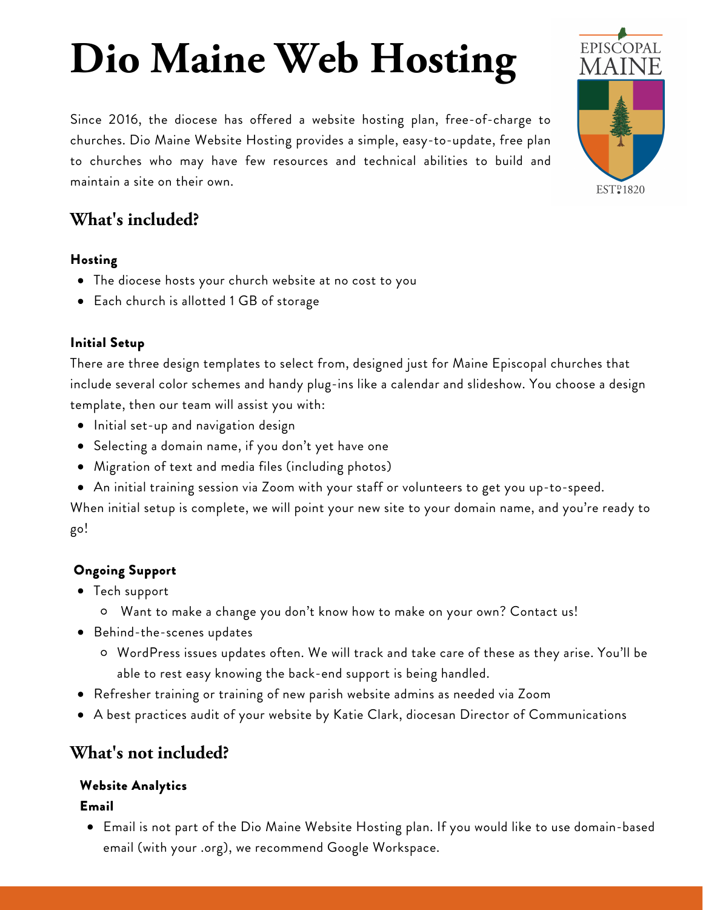# Dio Maine Web Hosting

Since 2016, the diocese has offered a website hosting plan, free-of-charge to churches. Dio Maine Website Hosting provides a simple, easy-to-update, free plan to churches who may have few resources and technical abilities to build and maintain a site on their own.

## What's included?

### Hosting

- The diocese hosts your church website at no cost to you
- Each church is allotted 1 GB of storage

### Initial Setup

There are three design templates to select from, designed just for Maine Episcopal churches that include several color schemes and handy plug-ins like a calendar and slideshow. You choose a design template, then our team will assist you with:

- Initial set-up and navigation design
- Selecting a domain name, if you don't yet have one
- Migration of text and media files (including photos)
- An initial training session via Zoom with your staff or volunteers to get you up-to-speed.

When initial setup is complete, we will point your new site to your domain name, and you're ready to go!

### Ongoing Support

- Tech support
  - Want to make a change you don't know how to make on your own? Contact us!
- Behind-the-scenes updates
  - WordPress issues updates often. We will track and take care of these as they arise. You'll be able to rest easy knowing the back-end support is being handled.
- Refresher training or training of new parish website admins as needed via Zoom
- A best practices audit of your website by Katie Clark, diocesan Director of Communications

## What's not included?

### Website Analytics

### Email

- Email is not part of the Dio Maine Website Hosting plan. If you would like to use domain-based email (with your .org), we recommend Google Workspace.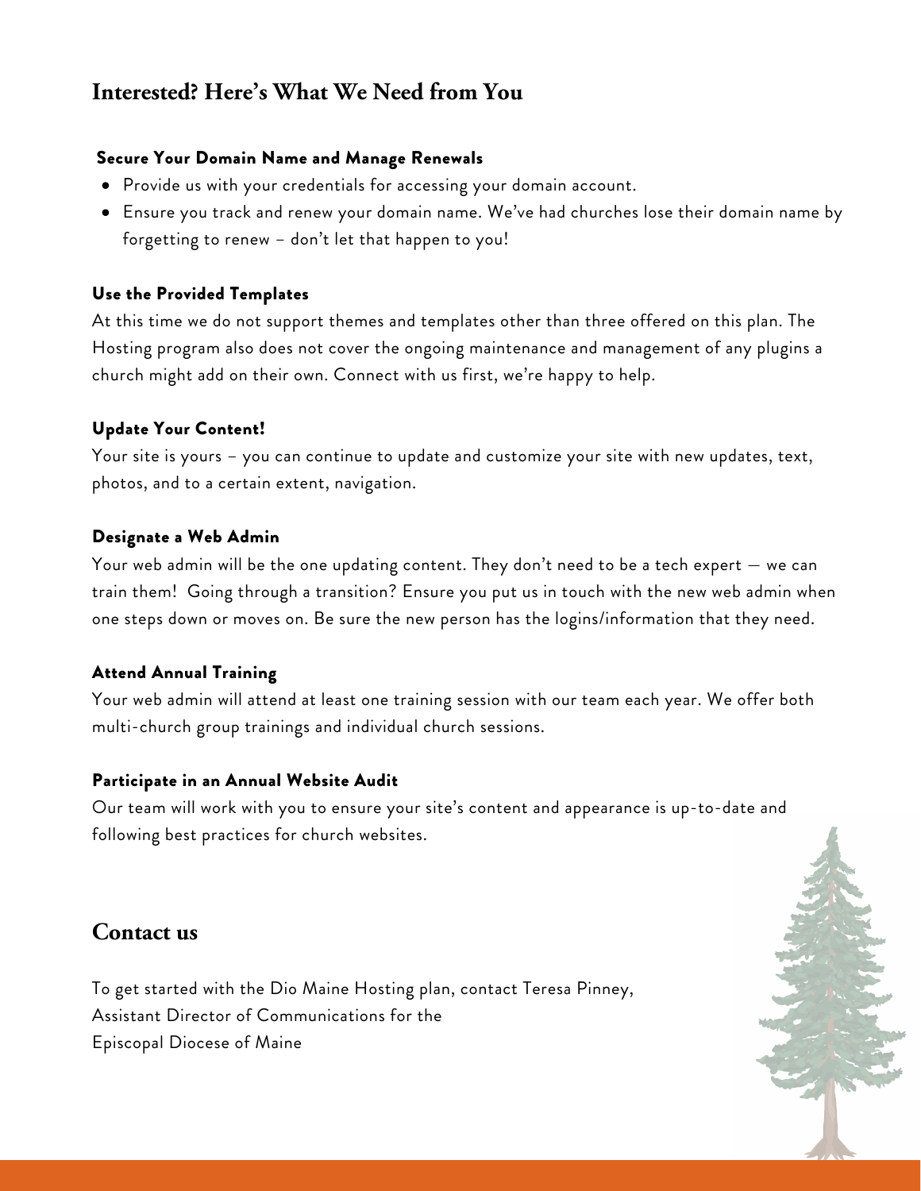## Interested? Here's What We Need from You

### Secure Your Domain Name and Manage Renewals

- Provide us with your credentials for accessing your domain account.
- Ensure you track and renew your domain name. We've had churches lose their domain name by forgetting to renew – don't let that happen to you!

### Use the Provided Templates

At this time we do not support themes and templates other than three offered on this plan. The Hosting program also does not cover the ongoing maintenance and management of any plugins a church might add on their own. Connect with us first, we're happy to help.

### Update Your Content!

Your site is yours – you can continue to update and customize your site with new updates, text, photos, and to a certain extent, navigation.

### Designate a Web Admin

Your web admin will be the one updating content. They don't need to be a tech expert — we can train them! Going through a transition? Ensure you put us in touch with the new web admin when one steps down or moves on. Be sure the new person has the logins/information that they need.

### Attend Annual Training

Your web admin will attend at least one training session with our team each year. We offer both multi-church group trainings and individual church sessions.

### Participate in an Annual Website Audit

Our team will work with you to ensure your site's content and appearance is up-to-date and following best practices for church websites.

## Contact us

To get started with the Dio Maine Hosting plan, contact Teresa Pinney,
Assistant Director of Communications for the
Episcopal Diocese of Maine